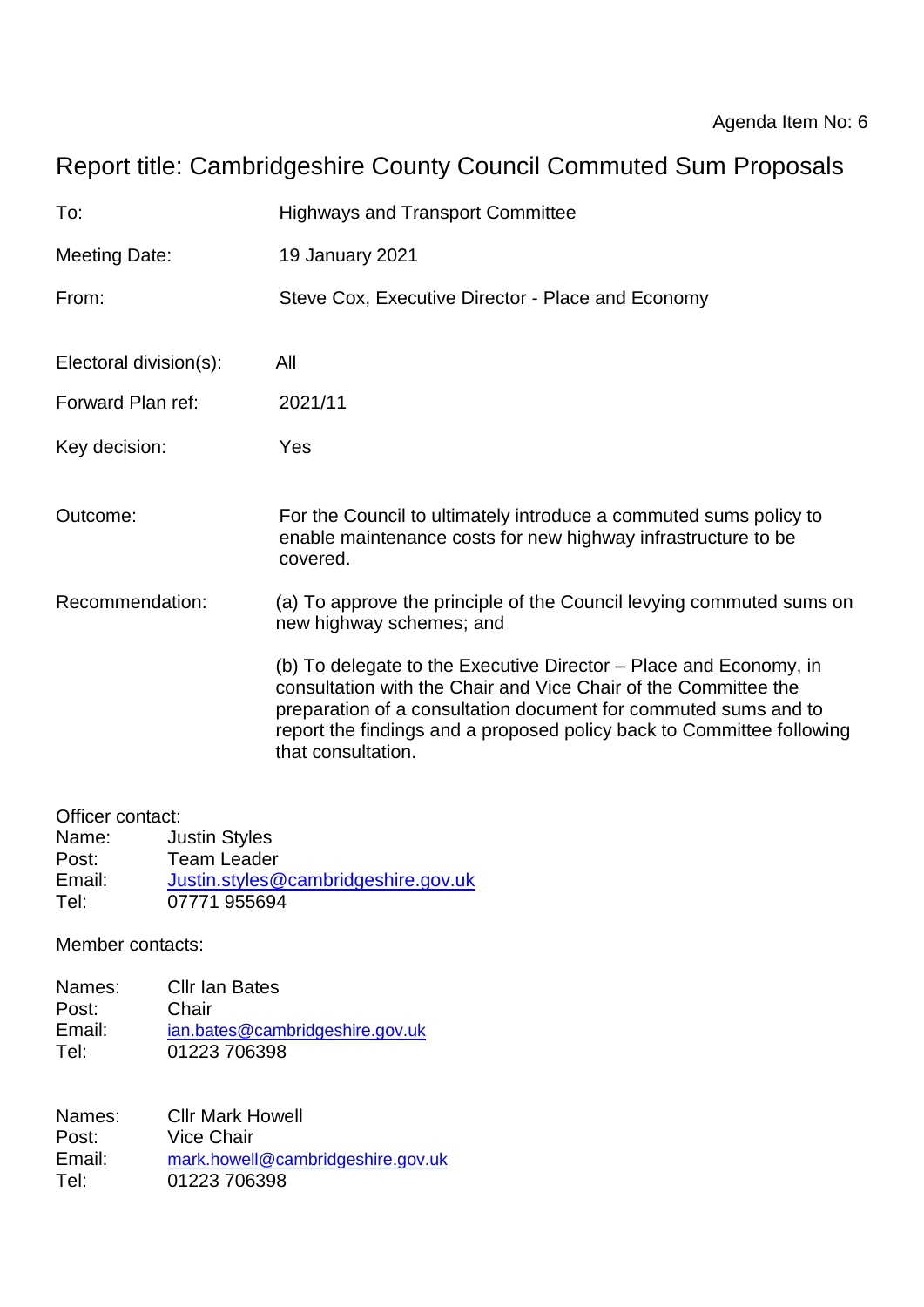Agenda Item No: 6

# Report title: Cambridgeshire County Council Commuted Sum Proposals

| | |
|---|---|
| To: | Highways and Transport Committee |
| Meeting Date: | 19 January 2021 |
| From: | Steve Cox, Executive Director - Place and Economy |
| Electoral division(s): | All |
| Forward Plan ref: | 2021/11 |
| Key decision: | Yes |
| Outcome: | For the Council to ultimately introduce a commuted sums policy to enable maintenance costs for new highway infrastructure to be covered. |
| Recommendation: | (a) To approve the principle of the Council levying commuted sums on new highway schemes; and<br><br>(b) To delegate to the Executive Director – Place and Economy, in consultation with the Chair and Vice Chair of the Committee the preparation of a consultation document for commuted sums and to report the findings and a proposed policy back to Committee following that consultation. |

Officer contact:
Name: Justin Styles
Post: Team Leader
Email: Justin.styles@cambridgeshire.gov.uk
Tel: 07771 955694

Member contacts:

Names: Cllr Ian Bates
Post: Chair
Email: ian.bates@cambridgeshire.gov.uk
Tel: 01223 706398

Names: Cllr Mark Howell
Post: Vice Chair
Email: mark.howell@cambridgeshire.gov.uk
Tel: 01223 706398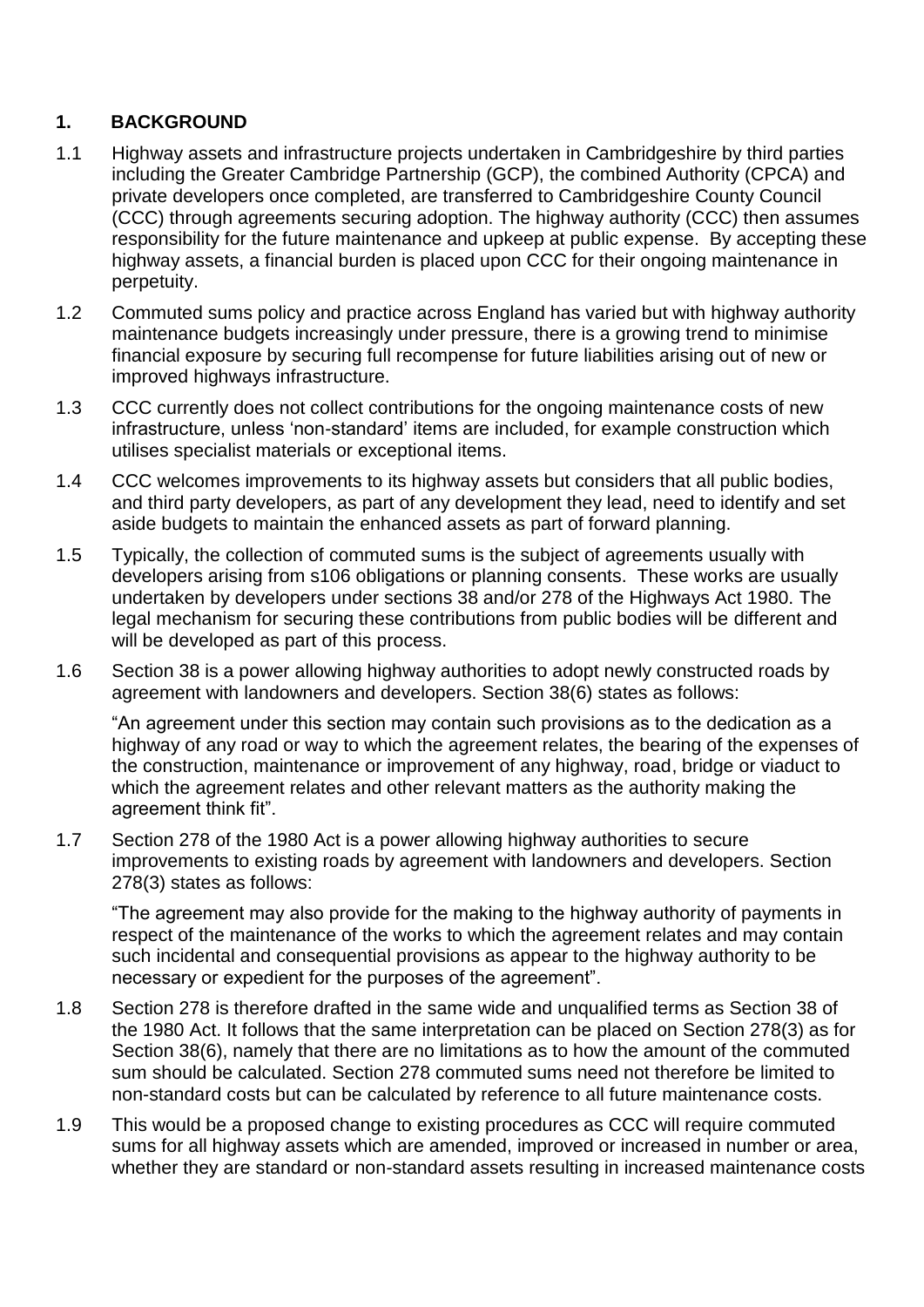## 1. BACKGROUND

1.1 Highway assets and infrastructure projects undertaken in Cambridgeshire by third parties including the Greater Cambridge Partnership (GCP), the combined Authority (CPCA) and private developers once completed, are transferred to Cambridgeshire County Council (CCC) through agreements securing adoption. The highway authority (CCC) then assumes responsibility for the future maintenance and upkeep at public expense. By accepting these highway assets, a financial burden is placed upon CCC for their ongoing maintenance in perpetuity.

1.2 Commuted sums policy and practice across England has varied but with highway authority maintenance budgets increasingly under pressure, there is a growing trend to minimise financial exposure by securing full recompense for future liabilities arising out of new or improved highways infrastructure.

1.3 CCC currently does not collect contributions for the ongoing maintenance costs of new infrastructure, unless 'non-standard' items are included, for example construction which utilises specialist materials or exceptional items.

1.4 CCC welcomes improvements to its highway assets but considers that all public bodies, and third party developers, as part of any development they lead, need to identify and set aside budgets to maintain the enhanced assets as part of forward planning.

1.5 Typically, the collection of commuted sums is the subject of agreements usually with developers arising from s106 obligations or planning consents. These works are usually undertaken by developers under sections 38 and/or 278 of the Highways Act 1980. The legal mechanism for securing these contributions from public bodies will be different and will be developed as part of this process.

1.6 Section 38 is a power allowing highway authorities to adopt newly constructed roads by agreement with landowners and developers. Section 38(6) states as follows:

"An agreement under this section may contain such provisions as to the dedication as a highway of any road or way to which the agreement relates, the bearing of the expenses of the construction, maintenance or improvement of any highway, road, bridge or viaduct to which the agreement relates and other relevant matters as the authority making the agreement think fit".

1.7 Section 278 of the 1980 Act is a power allowing highway authorities to secure improvements to existing roads by agreement with landowners and developers. Section 278(3) states as follows:

"The agreement may also provide for the making to the highway authority of payments in respect of the maintenance of the works to which the agreement relates and may contain such incidental and consequential provisions as appear to the highway authority to be necessary or expedient for the purposes of the agreement".

1.8 Section 278 is therefore drafted in the same wide and unqualified terms as Section 38 of the 1980 Act. It follows that the same interpretation can be placed on Section 278(3) as for Section 38(6), namely that there are no limitations as to how the amount of the commuted sum should be calculated. Section 278 commuted sums need not therefore be limited to non-standard costs but can be calculated by reference to all future maintenance costs.

1.9 This would be a proposed change to existing procedures as CCC will require commuted sums for all highway assets which are amended, improved or increased in number or area, whether they are standard or non-standard assets resulting in increased maintenance costs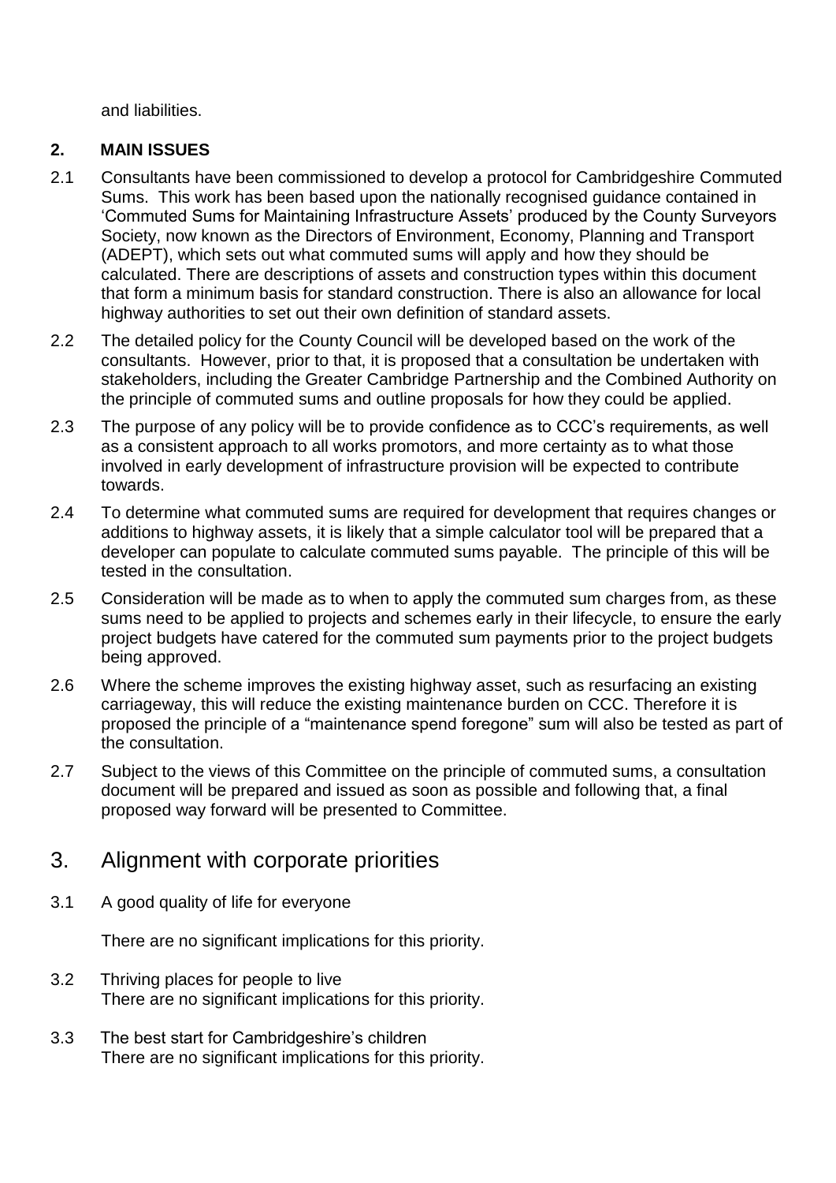and liabilities.

## 2. MAIN ISSUES

2.1 Consultants have been commissioned to develop a protocol for Cambridgeshire Commuted Sums. This work has been based upon the nationally recognised guidance contained in 'Commuted Sums for Maintaining Infrastructure Assets' produced by the County Surveyors Society, now known as the Directors of Environment, Economy, Planning and Transport (ADEPT), which sets out what commuted sums will apply and how they should be calculated. There are descriptions of assets and construction types within this document that form a minimum basis for standard construction. There is also an allowance for local highway authorities to set out their own definition of standard assets.

2.2 The detailed policy for the County Council will be developed based on the work of the consultants. However, prior to that, it is proposed that a consultation be undertaken with stakeholders, including the Greater Cambridge Partnership and the Combined Authority on the principle of commuted sums and outline proposals for how they could be applied.

2.3 The purpose of any policy will be to provide confidence as to CCC's requirements, as well as a consistent approach to all works promotors, and more certainty as to what those involved in early development of infrastructure provision will be expected to contribute towards.

2.4 To determine what commuted sums are required for development that requires changes or additions to highway assets, it is likely that a simple calculator tool will be prepared that a developer can populate to calculate commuted sums payable. The principle of this will be tested in the consultation.

2.5 Consideration will be made as to when to apply the commuted sum charges from, as these sums need to be applied to projects and schemes early in their lifecycle, to ensure the early project budgets have catered for the commuted sum payments prior to the project budgets being approved.

2.6 Where the scheme improves the existing highway asset, such as resurfacing an existing carriageway, this will reduce the existing maintenance burden on CCC. Therefore it is proposed the principle of a "maintenance spend foregone" sum will also be tested as part of the consultation.

2.7 Subject to the views of this Committee on the principle of commuted sums, a consultation document will be prepared and issued as soon as possible and following that, a final proposed way forward will be presented to Committee.

## 3. Alignment with corporate priorities

3.1 A good quality of life for everyone

There are no significant implications for this priority.

3.2 Thriving places for people to live

There are no significant implications for this priority.

3.3 The best start for Cambridgeshire's children

There are no significant implications for this priority.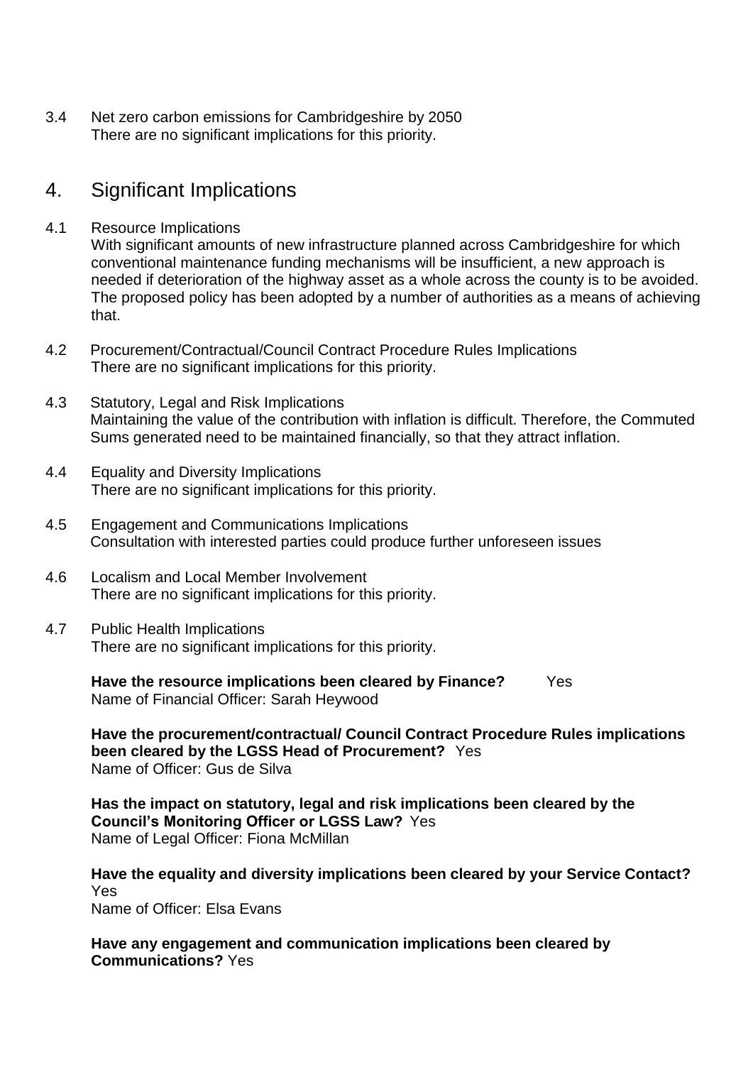3.4 Net zero carbon emissions for Cambridgeshire by 2050
There are no significant implications for this priority.

## 4. Significant Implications

4.1 Resource Implications
With significant amounts of new infrastructure planned across Cambridgeshire for which conventional maintenance funding mechanisms will be insufficient, a new approach is needed if deterioration of the highway asset as a whole across the county is to be avoided. The proposed policy has been adopted by a number of authorities as a means of achieving that.

4.2 Procurement/Contractual/Council Contract Procedure Rules Implications
There are no significant implications for this priority.

4.3 Statutory, Legal and Risk Implications
Maintaining the value of the contribution with inflation is difficult. Therefore, the Commuted Sums generated need to be maintained financially, so that they attract inflation.

4.4 Equality and Diversity Implications
There are no significant implications for this priority.

4.5 Engagement and Communications Implications
Consultation with interested parties could produce further unforeseen issues

4.6 Localism and Local Member Involvement
There are no significant implications for this priority.

4.7 Public Health Implications
There are no significant implications for this priority.

**Have the resource implications been cleared by Finance?** Yes
Name of Financial Officer: Sarah Heywood

**Have the procurement/contractual/ Council Contract Procedure Rules implications been cleared by the LGSS Head of Procurement?** Yes
Name of Officer: Gus de Silva

**Has the impact on statutory, legal and risk implications been cleared by the Council's Monitoring Officer or LGSS Law?** Yes
Name of Legal Officer: Fiona McMillan

**Have the equality and diversity implications been cleared by your Service Contact?** Yes
Name of Officer: Elsa Evans

**Have any engagement and communication implications been cleared by Communications?** Yes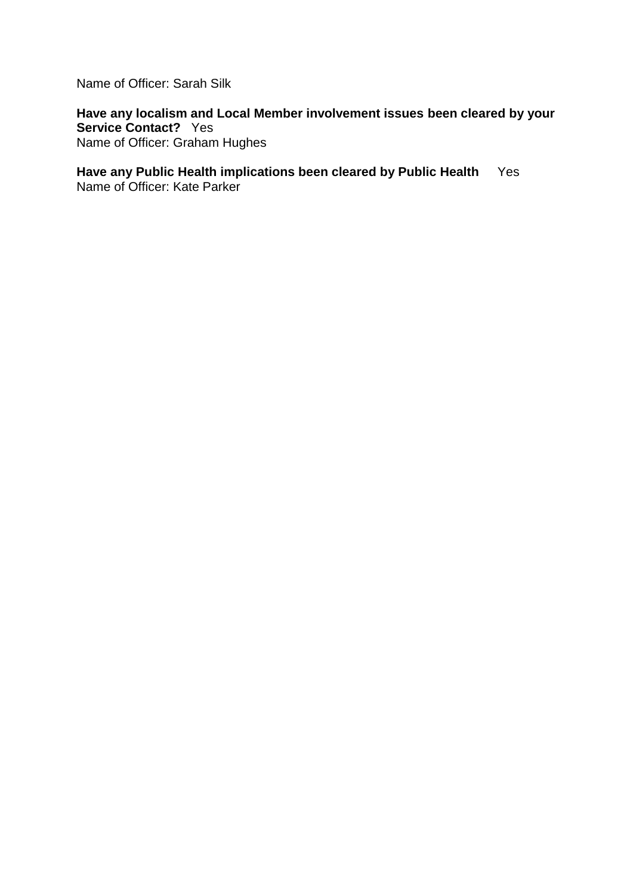Name of Officer: Sarah Silk

**Have any localism and Local Member involvement issues been cleared by your Service Contact?** Yes
Name of Officer: Graham Hughes

**Have any Public Health implications been cleared by Public Health** Yes
Name of Officer: Kate Parker